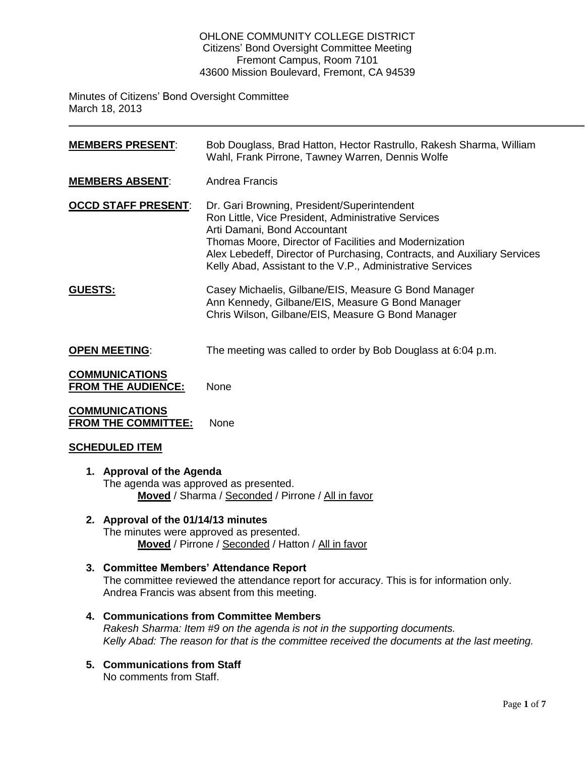OHLONE COMMUNITY COLLEGE DISTRICT
Citizens' Bond Oversight Committee Meeting
Fremont Campus, Room 7101
43600 Mission Boulevard, Fremont, CA 94539

Minutes of Citizens' Bond Oversight Committee
March 18, 2013

**MEMBERS PRESENT**: Bob Douglass, Brad Hatton, Hector Rastrullo, Rakesh Sharma, William Wahl, Frank Pirrone, Tawney Warren, Dennis Wolfe

**MEMBERS ABSENT**: Andrea Francis

**OCCD STAFF PRESENT**: Dr. Gari Browning, President/Superintendent
Ron Little, Vice President, Administrative Services
Arti Damani, Bond Accountant
Thomas Moore, Director of Facilities and Modernization
Alex Lebedeff, Director of Purchasing, Contracts, and Auxiliary Services
Kelly Abad, Assistant to the V.P., Administrative Services

**GUESTS:** Casey Michaelis, Gilbane/EIS, Measure G Bond Manager
Ann Kennedy, Gilbane/EIS, Measure G Bond Manager
Chris Wilson, Gilbane/EIS, Measure G Bond Manager

**OPEN MEETING**: The meeting was called to order by Bob Douglass at 6:04 p.m.

**COMMUNICATIONS FROM THE AUDIENCE:** None

**COMMUNICATIONS FROM THE COMMITTEE:** None

## SCHEDULED ITEM

1. **Approval of the Agenda**
   The agenda was approved as presented.
   **Moved** / Sharma / Seconded / Pirrone / All in favor

2. **Approval of the 01/14/13 minutes**
   The minutes were approved as presented.
   **Moved** / Pirrone / Seconded / Hatton / All in favor

3. **Committee Members' Attendance Report**
   The committee reviewed the attendance report for accuracy. This is for information only. Andrea Francis was absent from this meeting.

4. **Communications from Committee Members**
   *Rakesh Sharma: Item #9 on the agenda is not in the supporting documents.*
   *Kelly Abad: The reason for that is the committee received the documents at the last meeting.*

5. **Communications from Staff**
   No comments from Staff.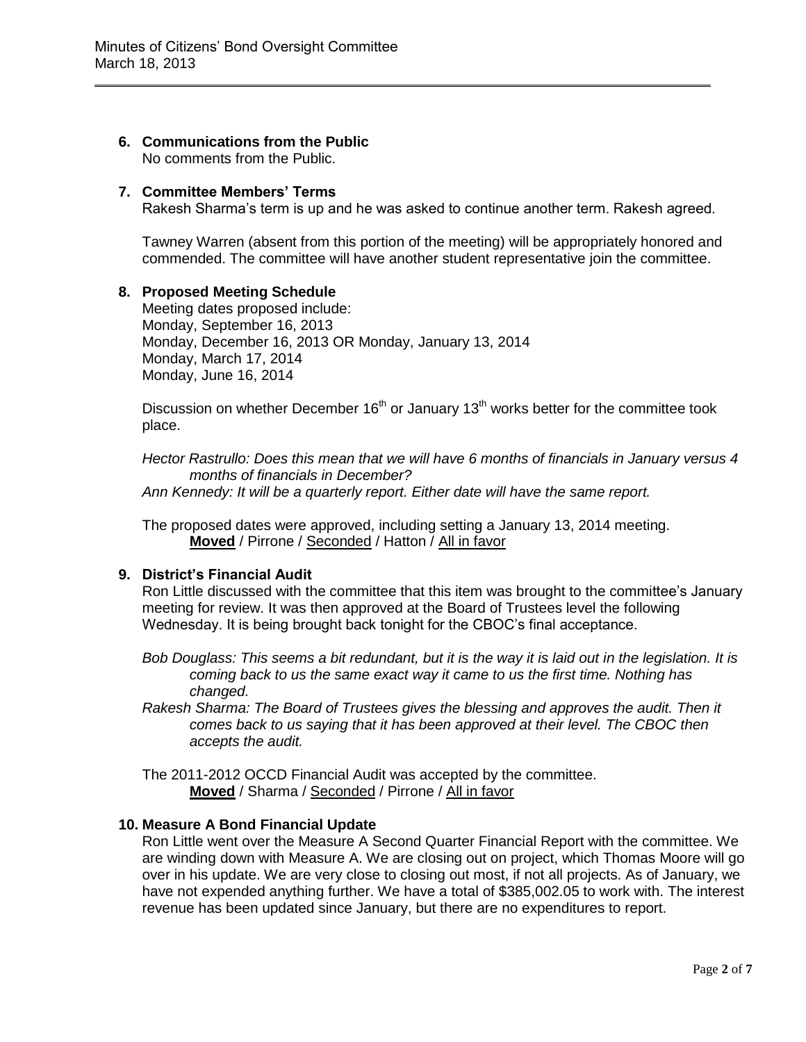**6. Communications from the Public**

No comments from the Public.

**7. Committee Members' Terms**

Rakesh Sharma's term is up and he was asked to continue another term. Rakesh agreed.

Tawney Warren (absent from this portion of the meeting) will be appropriately honored and commended. The committee will have another student representative join the committee.

**8. Proposed Meeting Schedule**

Meeting dates proposed include:
Monday, September 16, 2013
Monday, December 16, 2013 OR Monday, January 13, 2014
Monday, March 17, 2014
Monday, June 16, 2014

Discussion on whether December 16th or January 13th works better for the committee took place.

*Hector Rastrullo: Does this mean that we will have 6 months of financials in January versus 4 months of financials in December?*

*Ann Kennedy: It will be a quarterly report. Either date will have the same report.*

The proposed dates were approved, including setting a January 13, 2014 meeting.
**Moved** / Pirrone / Seconded / Hatton / All in favor

**9. District's Financial Audit**

Ron Little discussed with the committee that this item was brought to the committee's January meeting for review. It was then approved at the Board of Trustees level the following Wednesday. It is being brought back tonight for the CBOC's final acceptance.

*Bob Douglass: This seems a bit redundant, but it is the way it is laid out in the legislation. It is coming back to us the same exact way it came to us the first time. Nothing has changed.*

*Rakesh Sharma: The Board of Trustees gives the blessing and approves the audit. Then it comes back to us saying that it has been approved at their level. The CBOC then accepts the audit.*

The 2011-2012 OCCD Financial Audit was accepted by the committee.
**Moved** / Sharma / Seconded / Pirrone / All in favor

**10. Measure A Bond Financial Update**

Ron Little went over the Measure A Second Quarter Financial Report with the committee. We are winding down with Measure A. We are closing out on project, which Thomas Moore will go over in his update. We are very close to closing out most, if not all projects. As of January, we have not expended anything further. We have a total of $385,002.05 to work with. The interest revenue has been updated since January, but there are no expenditures to report.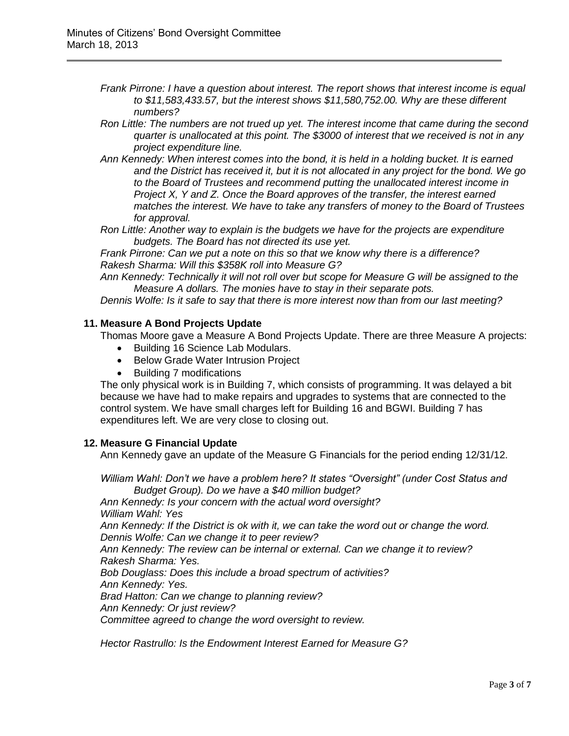*Frank Pirrone: I have a question about interest. The report shows that interest income is equal to $11,583,433.57, but the interest shows $11,580,752.00. Why are these different numbers?*

*Ron Little: The numbers are not trued up yet. The interest income that came during the second quarter is unallocated at this point. The $3000 of interest that we received is not in any project expenditure line.*

*Ann Kennedy: When interest comes into the bond, it is held in a holding bucket. It is earned and the District has received it, but it is not allocated in any project for the bond. We go to the Board of Trustees and recommend putting the unallocated interest income in Project X, Y and Z. Once the Board approves of the transfer, the interest earned matches the interest. We have to take any transfers of money to the Board of Trustees for approval.*

*Ron Little: Another way to explain is the budgets we have for the projects are expenditure budgets. The Board has not directed its use yet.*

*Frank Pirrone: Can we put a note on this so that we know why there is a difference?*

*Rakesh Sharma: Will this $358K roll into Measure G?*

*Ann Kennedy: Technically it will not roll over but scope for Measure G will be assigned to the Measure A dollars. The monies have to stay in their separate pots.*

*Dennis Wolfe: Is it safe to say that there is more interest now than from our last meeting?*

## 11. Measure A Bond Projects Update

Thomas Moore gave a Measure A Bond Projects Update. There are three Measure A projects:

- Building 16 Science Lab Modulars.
- Below Grade Water Intrusion Project
- Building 7 modifications

The only physical work is in Building 7, which consists of programming. It was delayed a bit because we have had to make repairs and upgrades to systems that are connected to the control system. We have small charges left for Building 16 and BGWI. Building 7 has expenditures left. We are very close to closing out.

## 12. Measure G Financial Update

Ann Kennedy gave an update of the Measure G Financials for the period ending 12/31/12.

*William Wahl: Don't we have a problem here? It states "Oversight" (under Cost Status and Budget Group). Do we have a $40 million budget?*

*Ann Kennedy: Is your concern with the actual word oversight?*

*William Wahl: Yes*

*Ann Kennedy: If the District is ok with it, we can take the word out or change the word.*

*Dennis Wolfe: Can we change it to peer review?*

*Ann Kennedy: The review can be internal or external. Can we change it to review?*

*Rakesh Sharma: Yes.*

*Bob Douglass: Does this include a broad spectrum of activities?*

*Ann Kennedy: Yes.*

*Brad Hatton: Can we change to planning review?*

*Ann Kennedy: Or just review?*

*Committee agreed to change the word oversight to review.*

*Hector Rastrullo: Is the Endowment Interest Earned for Measure G?*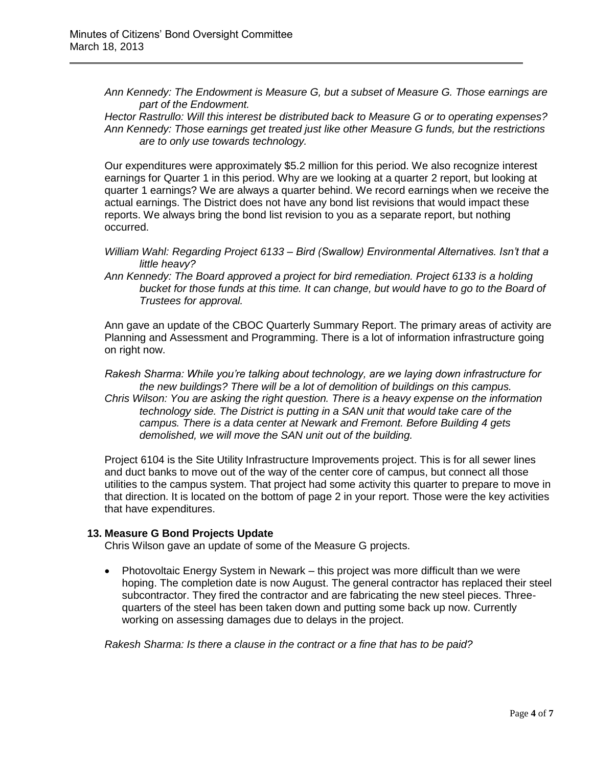*Ann Kennedy: The Endowment is Measure G, but a subset of Measure G. Those earnings are part of the Endowment.*

*Hector Rastrullo: Will this interest be distributed back to Measure G or to operating expenses?*

*Ann Kennedy: Those earnings get treated just like other Measure G funds, but the restrictions are to only use towards technology.*

Our expenditures were approximately $5.2 million for this period. We also recognize interest earnings for Quarter 1 in this period. Why are we looking at a quarter 2 report, but looking at quarter 1 earnings? We are always a quarter behind. We record earnings when we receive the actual earnings. The District does not have any bond list revisions that would impact these reports. We always bring the bond list revision to you as a separate report, but nothing occurred.

*William Wahl: Regarding Project 6133 – Bird (Swallow) Environmental Alternatives. Isn't that a little heavy?*

*Ann Kennedy: The Board approved a project for bird remediation. Project 6133 is a holding bucket for those funds at this time. It can change, but would have to go to the Board of Trustees for approval.*

Ann gave an update of the CBOC Quarterly Summary Report. The primary areas of activity are Planning and Assessment and Programming. There is a lot of information infrastructure going on right now.

*Rakesh Sharma: While you're talking about technology, are we laying down infrastructure for the new buildings? There will be a lot of demolition of buildings on this campus.*

*Chris Wilson: You are asking the right question. There is a heavy expense on the information technology side. The District is putting in a SAN unit that would take care of the campus. There is a data center at Newark and Fremont. Before Building 4 gets demolished, we will move the SAN unit out of the building.*

Project 6104 is the Site Utility Infrastructure Improvements project. This is for all sewer lines and duct banks to move out of the way of the center core of campus, but connect all those utilities to the campus system. That project had some activity this quarter to prepare to move in that direction. It is located on the bottom of page 2 in your report. Those were the key activities that have expenditures.

### 13. Measure G Bond Projects Update

Chris Wilson gave an update of some of the Measure G projects.

- Photovoltaic Energy System in Newark – this project was more difficult than we were hoping. The completion date is now August. The general contractor has replaced their steel subcontractor. They fired the contractor and are fabricating the new steel pieces. Three-quarters of the steel has been taken down and putting some back up now. Currently working on assessing damages due to delays in the project.

*Rakesh Sharma: Is there a clause in the contract or a fine that has to be paid?*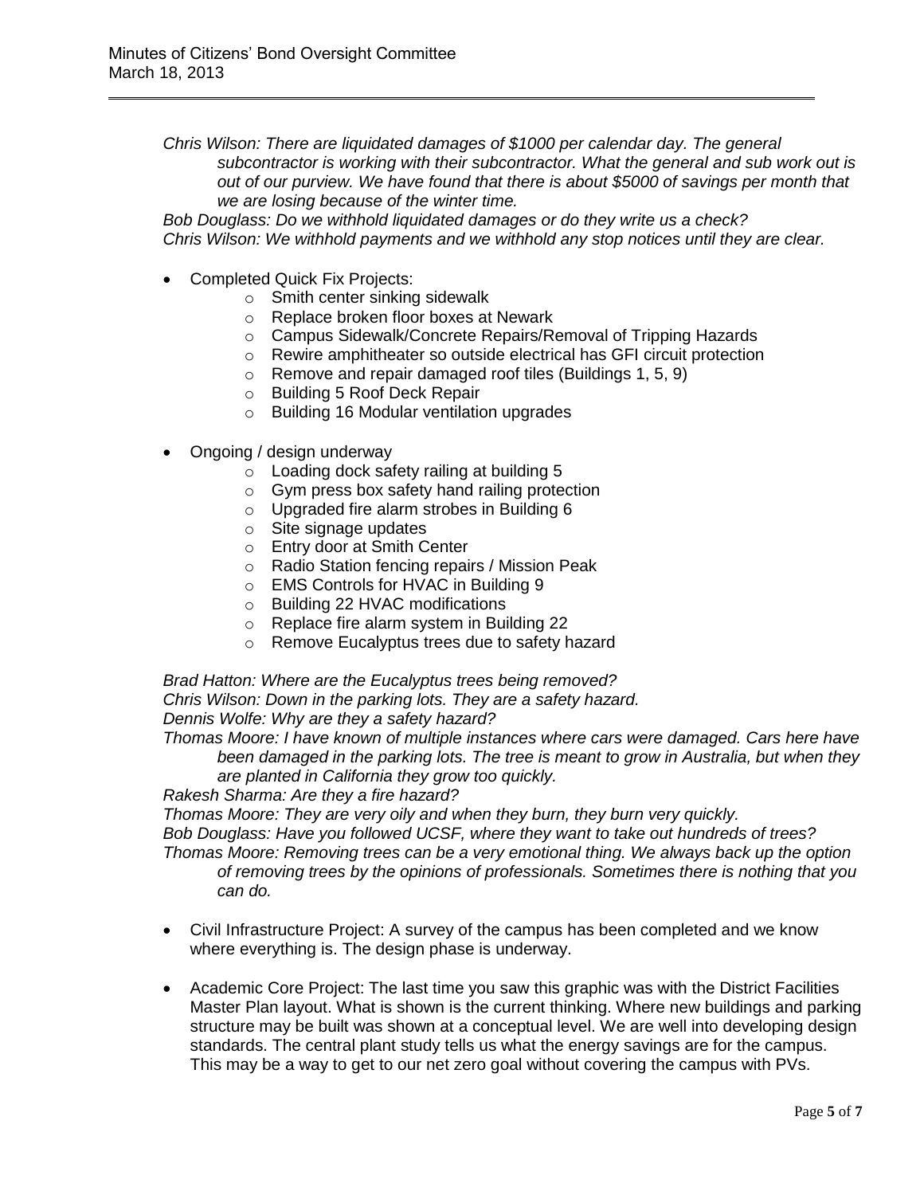*Chris Wilson: There are liquidated damages of $1000 per calendar day. The general subcontractor is working with their subcontractor. What the general and sub work out is out of our purview. We have found that there is about $5000 of savings per month that we are losing because of the winter time.*

*Bob Douglass: Do we withhold liquidated damages or do they write us a check?*

*Chris Wilson: We withhold payments and we withhold any stop notices until they are clear.*

- Completed Quick Fix Projects:
  - Smith center sinking sidewalk
  - Replace broken floor boxes at Newark
  - Campus Sidewalk/Concrete Repairs/Removal of Tripping Hazards
  - Rewire amphitheater so outside electrical has GFI circuit protection
  - Remove and repair damaged roof tiles (Buildings 1, 5, 9)
  - Building 5 Roof Deck Repair
  - Building 16 Modular ventilation upgrades
- Ongoing / design underway
  - Loading dock safety railing at building 5
  - Gym press box safety hand railing protection
  - Upgraded fire alarm strobes in Building 6
  - Site signage updates
  - Entry door at Smith Center
  - Radio Station fencing repairs / Mission Peak
  - EMS Controls for HVAC in Building 9
  - Building 22 HVAC modifications
  - Replace fire alarm system in Building 22
  - Remove Eucalyptus trees due to safety hazard

*Brad Hatton: Where are the Eucalyptus trees being removed?*

*Chris Wilson: Down in the parking lots. They are a safety hazard.*

*Dennis Wolfe: Why are they a safety hazard?*

*Thomas Moore: I have known of multiple instances where cars were damaged. Cars here have been damaged in the parking lots. The tree is meant to grow in Australia, but when they are planted in California they grow too quickly.*

*Rakesh Sharma: Are they a fire hazard?*

*Thomas Moore: They are very oily and when they burn, they burn very quickly.*

*Bob Douglass: Have you followed UCSF, where they want to take out hundreds of trees?*

*Thomas Moore: Removing trees can be a very emotional thing. We always back up the option of removing trees by the opinions of professionals. Sometimes there is nothing that you can do.*

- Civil Infrastructure Project: A survey of the campus has been completed and we know where everything is. The design phase is underway.
- Academic Core Project: The last time you saw this graphic was with the District Facilities Master Plan layout. What is shown is the current thinking. Where new buildings and parking structure may be built was shown at a conceptual level. We are well into developing design standards. The central plant study tells us what the energy savings are for the campus. This may be a way to get to our net zero goal without covering the campus with PVs.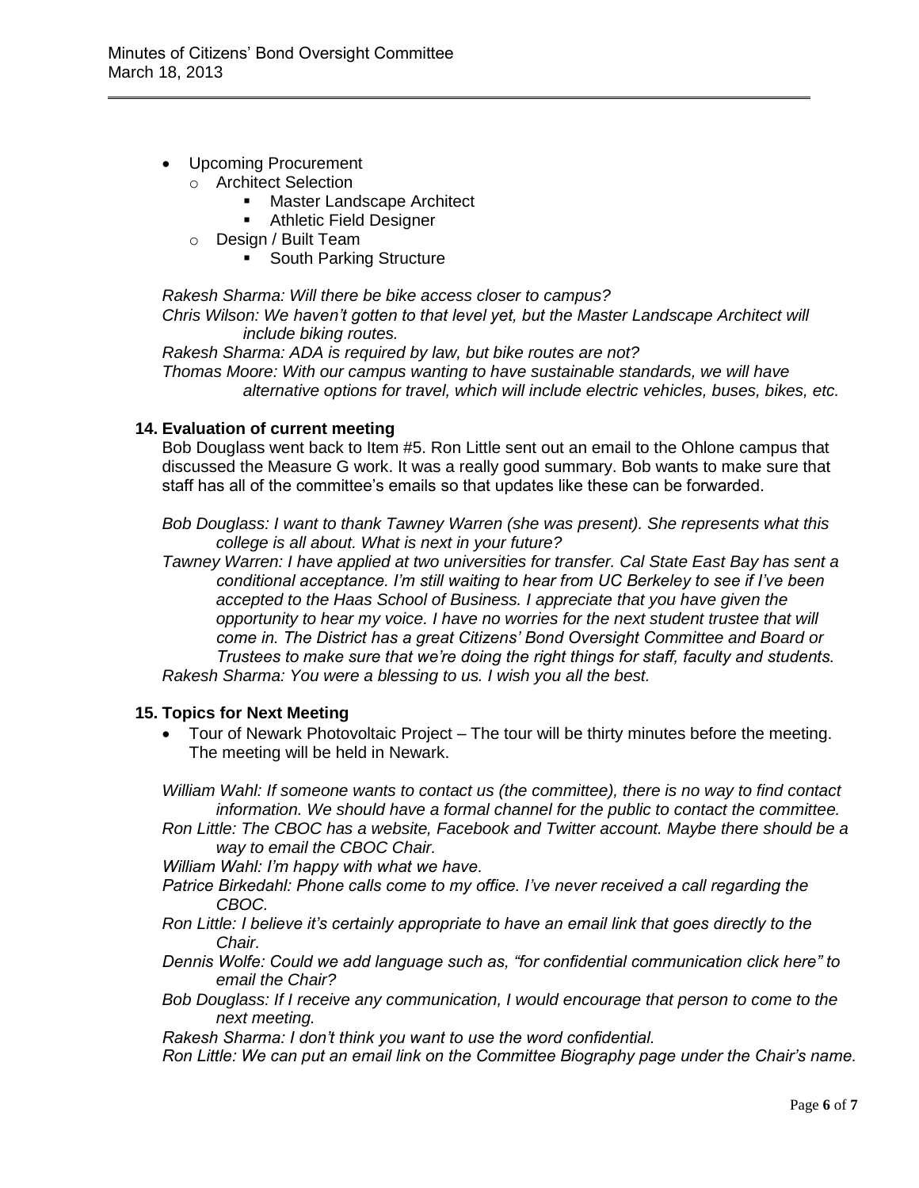- Upcoming Procurement
  - Architect Selection
    - Master Landscape Architect
    - Athletic Field Designer
  - Design / Built Team
    - South Parking Structure

*Rakesh Sharma: Will there be bike access closer to campus?*
*Chris Wilson: We haven't gotten to that level yet, but the Master Landscape Architect will include biking routes.*
*Rakesh Sharma: ADA is required by law, but bike routes are not?*
*Thomas Moore: With our campus wanting to have sustainable standards, we will have alternative options for travel, which will include electric vehicles, buses, bikes, etc.*

**14. Evaluation of current meeting**

Bob Douglass went back to Item #5. Ron Little sent out an email to the Ohlone campus that discussed the Measure G work. It was a really good summary. Bob wants to make sure that staff has all of the committee's emails so that updates like these can be forwarded.

*Bob Douglass: I want to thank Tawney Warren (she was present). She represents what this college is all about. What is next in your future?*
*Tawney Warren: I have applied at two universities for transfer. Cal State East Bay has sent a conditional acceptance. I'm still waiting to hear from UC Berkeley to see if I've been accepted to the Haas School of Business. I appreciate that you have given the opportunity to hear my voice. I have no worries for the next student trustee that will come in. The District has a great Citizens' Bond Oversight Committee and Board or Trustees to make sure that we're doing the right things for staff, faculty and students.*
*Rakesh Sharma: You were a blessing to us. I wish you all the best.*

**15. Topics for Next Meeting**

- Tour of Newark Photovoltaic Project – The tour will be thirty minutes before the meeting. The meeting will be held in Newark.

*William Wahl: If someone wants to contact us (the committee), there is no way to find contact information. We should have a formal channel for the public to contact the committee.*
*Ron Little: The CBOC has a website, Facebook and Twitter account. Maybe there should be a way to email the CBOC Chair.*
*William Wahl: I'm happy with what we have.*
*Patrice Birkedahl: Phone calls come to my office. I've never received a call regarding the CBOC.*
*Ron Little: I believe it's certainly appropriate to have an email link that goes directly to the Chair.*
*Dennis Wolfe: Could we add language such as, "for confidential communication click here" to email the Chair?*
*Bob Douglass: If I receive any communication, I would encourage that person to come to the next meeting.*
*Rakesh Sharma: I don't think you want to use the word confidential.*
*Ron Little: We can put an email link on the Committee Biography page under the Chair's name.*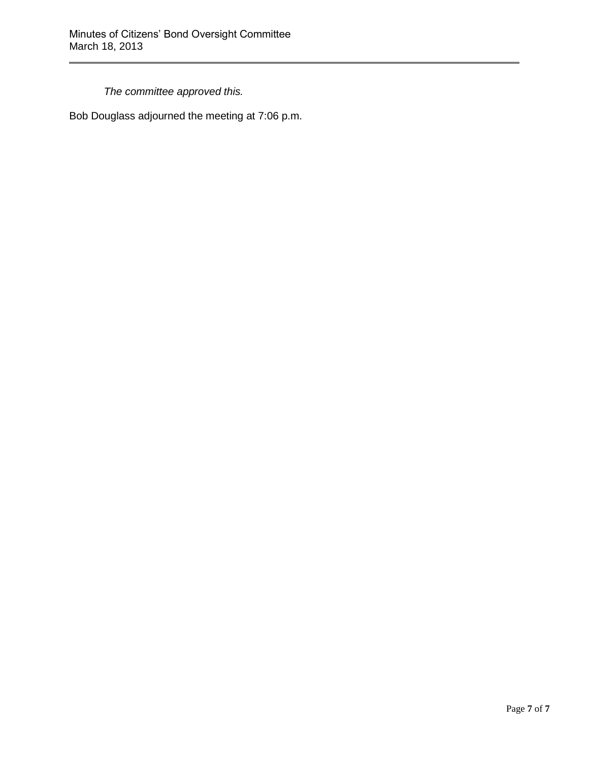*The committee approved this.*

Bob Douglass adjourned the meeting at 7:06 p.m.